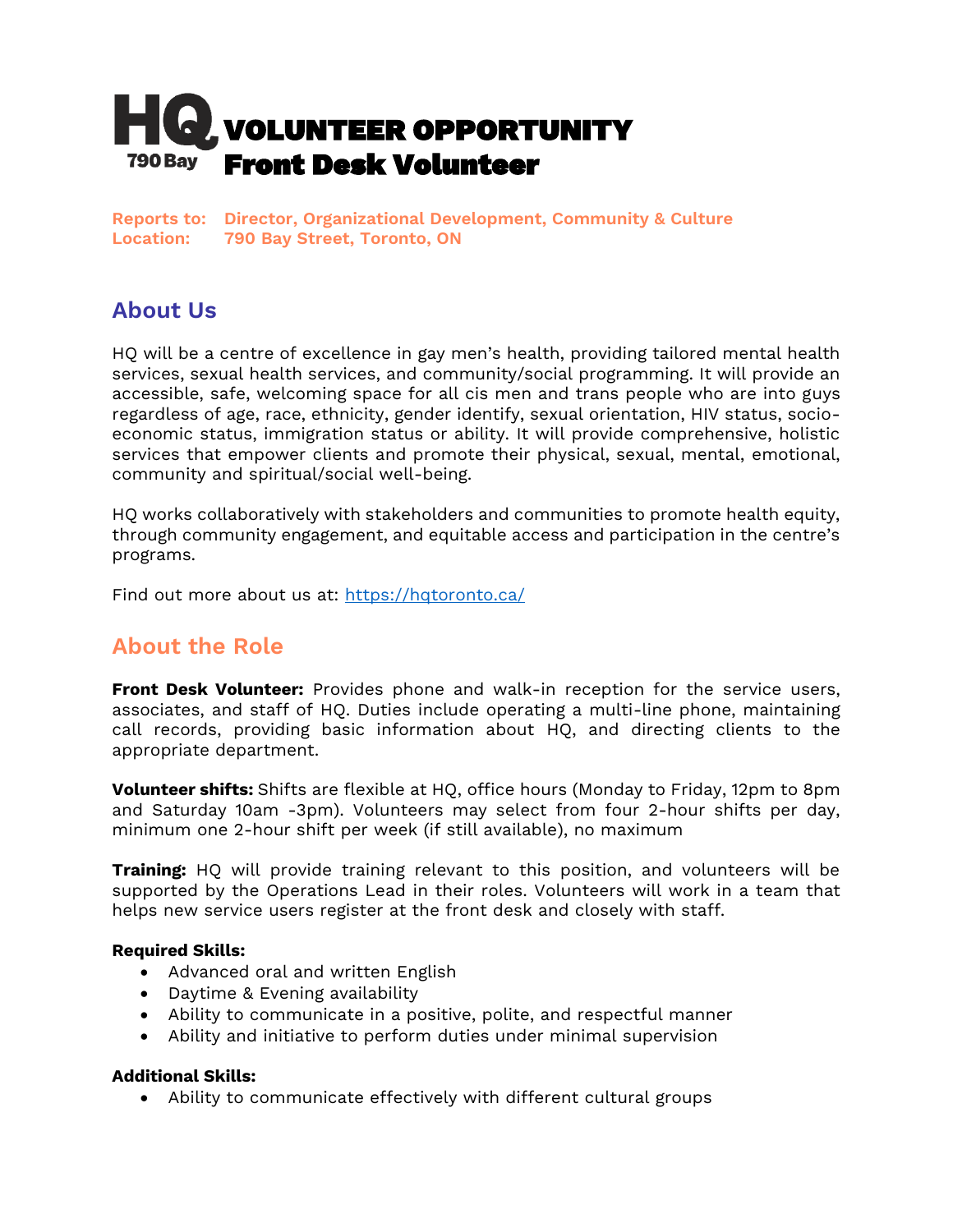# HQ VOLUNTEER OPPORTUNITY

790 Bay

## Front Desk Volunteer

**Reports to:** **Director, Organizational Development, Community & Culture**
**Location:** **790 Bay Street, Toronto, ON**

## About Us

HQ will be a centre of excellence in gay men's health, providing tailored mental health services, sexual health services, and community/social programming. It will provide an accessible, safe, welcoming space for all cis men and trans people who are into guys regardless of age, race, ethnicity, gender identify, sexual orientation, HIV status, socio-economic status, immigration status or ability. It will provide comprehensive, holistic services that empower clients and promote their physical, sexual, mental, emotional, community and spiritual/social well-being.

HQ works collaboratively with stakeholders and communities to promote health equity, through community engagement, and equitable access and participation in the centre's programs.

Find out more about us at: https://hqtoronto.ca/

## About the Role

**Front Desk Volunteer:** Provides phone and walk-in reception for the service users, associates, and staff of HQ. Duties include operating a multi-line phone, maintaining call records, providing basic information about HQ, and directing clients to the appropriate department.

**Volunteer shifts:** Shifts are flexible at HQ, office hours (Monday to Friday, 12pm to 8pm and Saturday 10am -3pm). Volunteers may select from four 2-hour shifts per day, minimum one 2-hour shift per week (if still available), no maximum

**Training:** HQ will provide training relevant to this position, and volunteers will be supported by the Operations Lead in their roles. Volunteers will work in a team that helps new service users register at the front desk and closely with staff.

**Required Skills:**

- Advanced oral and written English
- Daytime & Evening availability
- Ability to communicate in a positive, polite, and respectful manner
- Ability and initiative to perform duties under minimal supervision

**Additional Skills:**

- Ability to communicate effectively with different cultural groups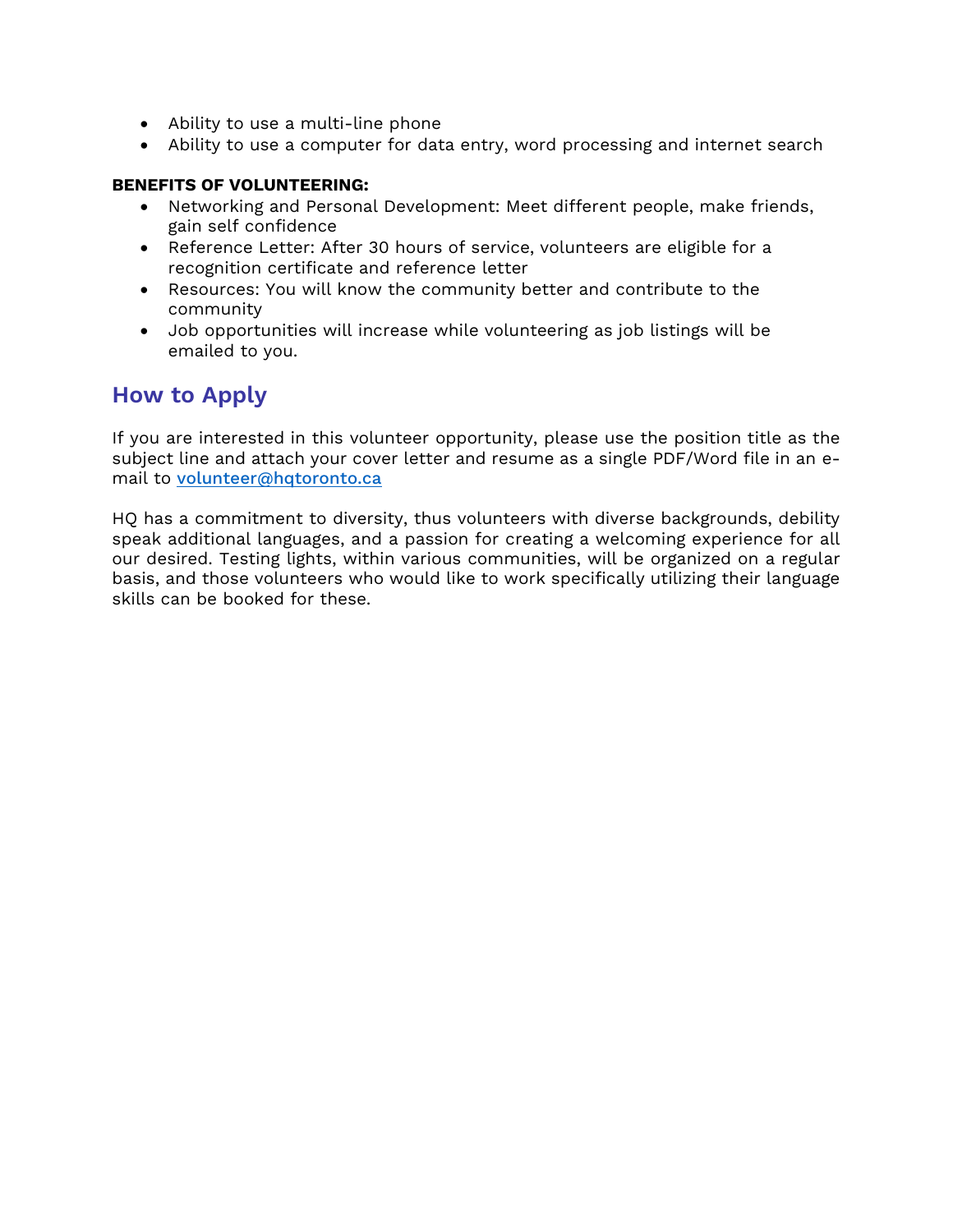- Ability to use a multi-line phone
- Ability to use a computer for data entry, word processing and internet search

**BENEFITS OF VOLUNTEERING:**

- Networking and Personal Development: Meet different people, make friends, gain self confidence
- Reference Letter: After 30 hours of service, volunteers are eligible for a recognition certificate and reference letter
- Resources: You will know the community better and contribute to the community
- Job opportunities will increase while volunteering as job listings will be emailed to you.

## How to Apply

If you are interested in this volunteer opportunity, please use the position title as the subject line and attach your cover letter and resume as a single PDF/Word file in an e-mail to volunteer@hqtoronto.ca

HQ has a commitment to diversity, thus volunteers with diverse backgrounds, debility speak additional languages, and a passion for creating a welcoming experience for all our desired. Testing lights, within various communities, will be organized on a regular basis, and those volunteers who would like to work specifically utilizing their language skills can be booked for these.